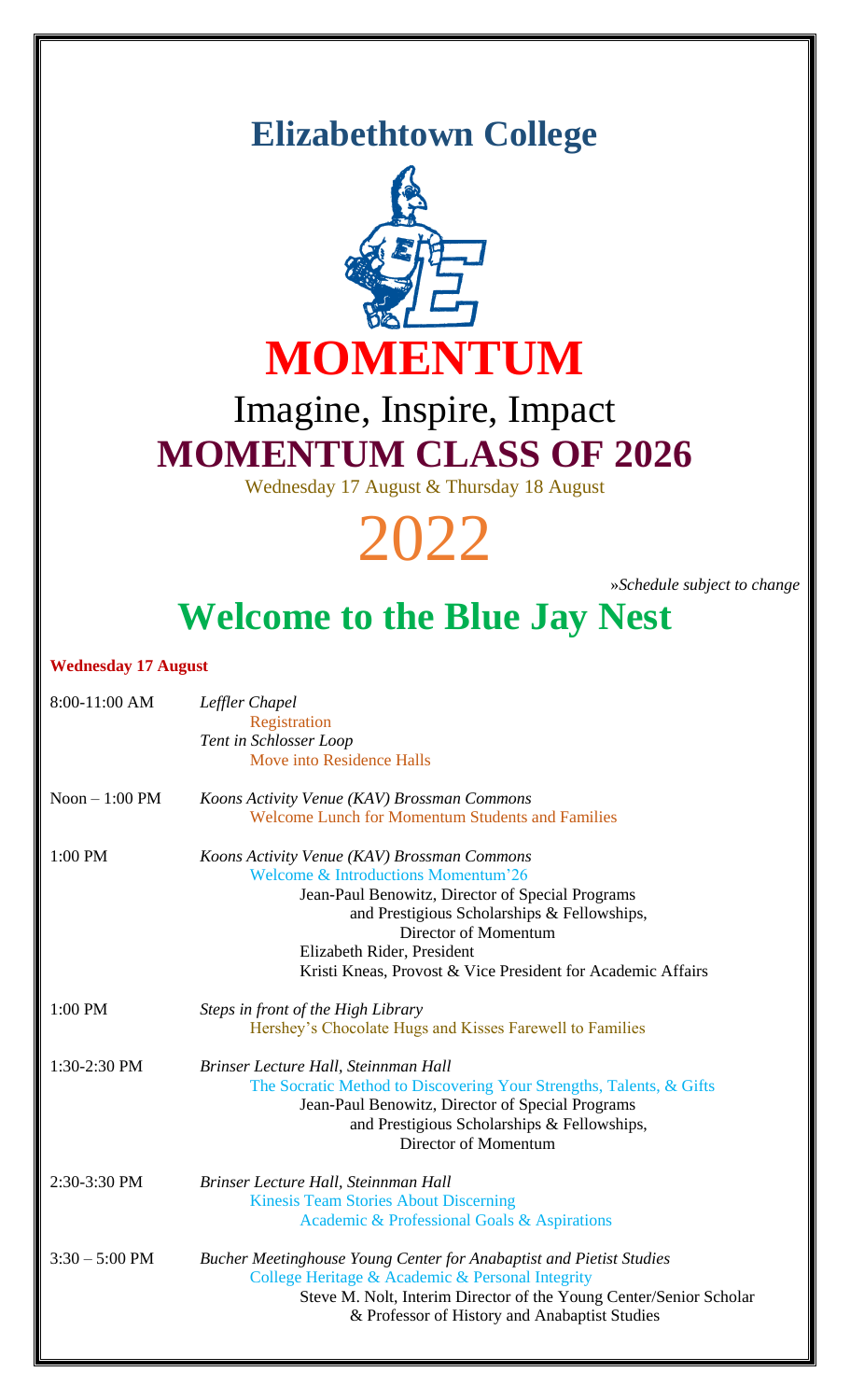# Elizabethtown College

# MOMENTUM

## Imagine, Inspire, Impact

## MOMENTUM CLASS OF 2026

Wednesday 17 August & Thursday 18 August

# 2022

»*Schedule subject to change*

# Welcome to the Blue Jay Nest

**Wednesday 17 August**

8:00-11:00 AM — *Leffler Chapel*
Registration
*Tent in Schlosser Loop*
Move into Residence Halls

Noon – 1:00 PM — *Koons Activity Venue (KAV) Brossman Commons*
Welcome Lunch for Momentum Students and Families

1:00 PM — *Koons Activity Venue (KAV) Brossman Commons*
Welcome & Introductions Momentum'26
Jean-Paul Benowitz, Director of Special Programs and Prestigious Scholarships & Fellowships, Director of Momentum
Elizabeth Rider, President
Kristi Kneas, Provost & Vice President for Academic Affairs

1:00 PM — *Steps in front of the High Library*
Hershey's Chocolate Hugs and Kisses Farewell to Families

1:30-2:30 PM — *Brinser Lecture Hall, Steinnman Hall*
The Socratic Method to Discovering Your Strengths, Talents, & Gifts
Jean-Paul Benowitz, Director of Special Programs and Prestigious Scholarships & Fellowships, Director of Momentum

2:30-3:30 PM — *Brinser Lecture Hall, Steinnman Hall*
Kinesis Team Stories About Discerning Academic & Professional Goals & Aspirations

3:30 – 5:00 PM — *Bucher Meetinghouse Young Center for Anabaptist and Pietist Studies*
College Heritage & Academic & Personal Integrity
Steve M. Nolt, Interim Director of the Young Center/Senior Scholar & Professor of History and Anabaptist Studies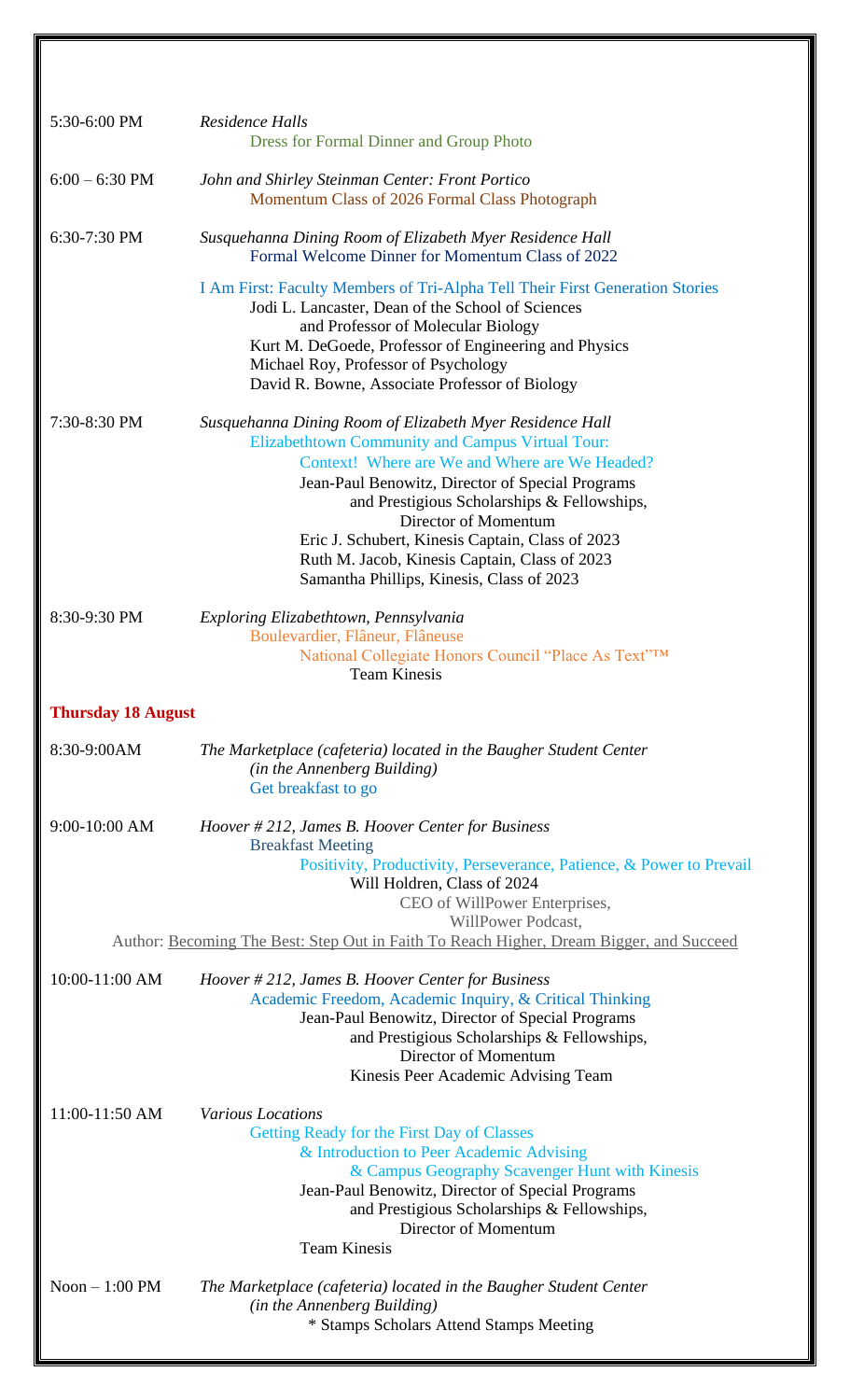| | |
|---|---|
| 5:30-6:00 PM | *Residence Halls*<br>Dress for Formal Dinner and Group Photo |
| 6:00 – 6:30 PM | *John and Shirley Steinman Center: Front Portico*<br>Momentum Class of 2026 Formal Class Photograph |
| 6:30-7:30 PM | *Susquehanna Dining Room of Elizabeth Myer Residence Hall*<br>Formal Welcome Dinner for Momentum Class of 2022<br><br>I Am First: Faculty Members of Tri-Alpha Tell Their First Generation Stories<br>Jodi L. Lancaster, Dean of the School of Sciences and Professor of Molecular Biology<br>Kurt M. DeGoede, Professor of Engineering and Physics<br>Michael Roy, Professor of Psychology<br>David R. Bowne, Associate Professor of Biology |
| 7:30-8:30 PM | *Susquehanna Dining Room of Elizabeth Myer Residence Hall*<br>Elizabethtown Community and Campus Virtual Tour: Context! Where are We and Where are We Headed?<br>Jean-Paul Benowitz, Director of Special Programs and Prestigious Scholarships & Fellowships, Director of Momentum<br>Eric J. Schubert, Kinesis Captain, Class of 2023<br>Ruth M. Jacob, Kinesis Captain, Class of 2023<br>Samantha Phillips, Kinesis, Class of 2023 |
| 8:30-9:30 PM | *Exploring Elizabethtown, Pennsylvania*<br>Boulevardier, Flâneur, Flâneuse<br>National Collegiate Honors Council "Place As Text"™<br>Team Kinesis |

**Thursday 18 August**

| | |
|---|---|
| 8:30-9:00AM | *The Marketplace (cafeteria) located in the Baugher Student Center (in the Annenberg Building)*<br>Get breakfast to go |
| 9:00-10:00 AM | *Hoover # 212, James B. Hoover Center for Business*<br>Breakfast Meeting<br>Positivity, Productivity, Perseverance, Patience, & Power to Prevail<br>Will Holdren, Class of 2024<br>CEO of WillPower Enterprises,<br>WillPower Podcast,<br>Author: Becoming The Best: Step Out in Faith To Reach Higher, Dream Bigger, and Succeed |
| 10:00-11:00 AM | *Hoover # 212, James B. Hoover Center for Business*<br>Academic Freedom, Academic Inquiry, & Critical Thinking<br>Jean-Paul Benowitz, Director of Special Programs and Prestigious Scholarships & Fellowships, Director of Momentum<br>Kinesis Peer Academic Advising Team |
| 11:00-11:50 AM | *Various Locations*<br>Getting Ready for the First Day of Classes & Introduction to Peer Academic Advising & Campus Geography Scavenger Hunt with Kinesis<br>Jean-Paul Benowitz, Director of Special Programs and Prestigious Scholarships & Fellowships, Director of Momentum<br>Team Kinesis |
| Noon – 1:00 PM | *The Marketplace (cafeteria) located in the Baugher Student Center (in the Annenberg Building)*<br>* Stamps Scholars Attend Stamps Meeting |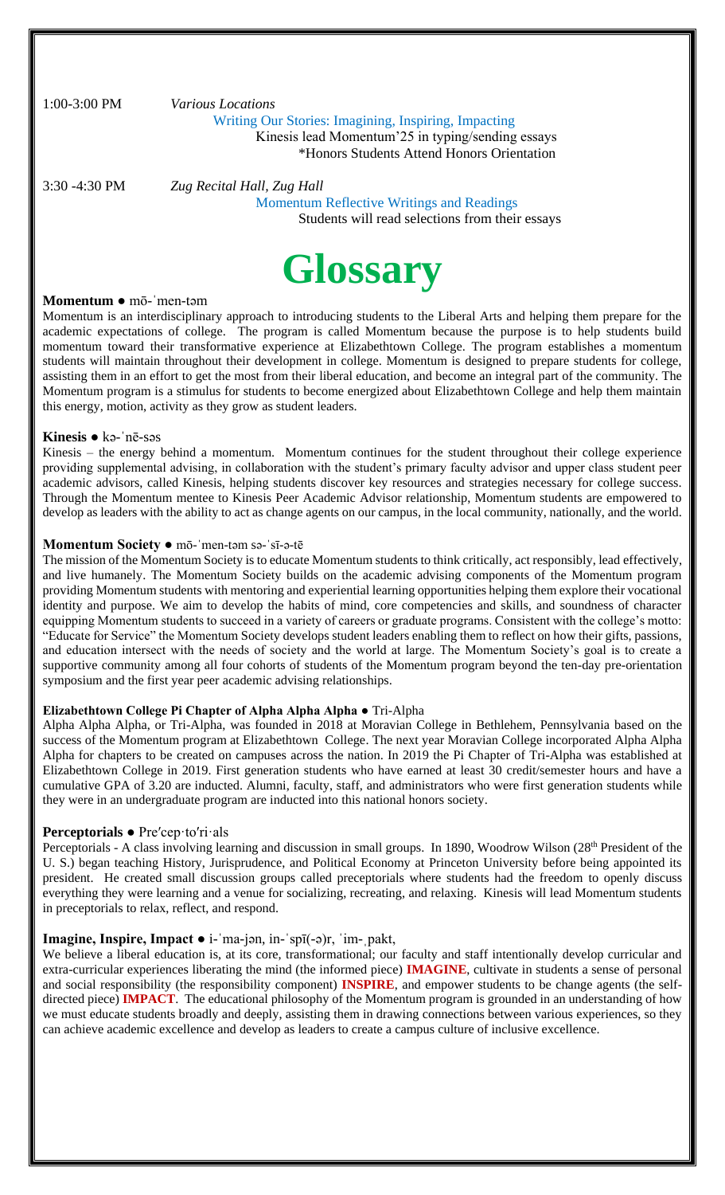1:00-3:00 PM *Various Locations*

Writing Our Stories: Imagining, Inspiring, Impacting

Kinesis lead Momentum'25 in typing/sending essays

*Honors Students Attend Honors Orientation

3:30 -4:30 PM *Zug Recital Hall, Zug Hall*

Momentum Reflective Writings and Readings

Students will read selections from their essays

# Glossary

**Momentum ●** mō-ˈmen-təm

Momentum is an interdisciplinary approach to introducing students to the Liberal Arts and helping them prepare for the academic expectations of college. The program is called Momentum because the purpose is to help students build momentum toward their transformative experience at Elizabethtown College. The program establishes a momentum students will maintain throughout their development in college. Momentum is designed to prepare students for college, assisting them in an effort to get the most from their liberal education, and become an integral part of the community. The Momentum program is a stimulus for students to become energized about Elizabethtown College and help them maintain this energy, motion, activity as they grow as student leaders.

**Kinesis ●** kə-ˈnē-səs

Kinesis – the energy behind a momentum. Momentum continues for the student throughout their college experience providing supplemental advising, in collaboration with the student's primary faculty advisor and upper class student peer academic advisors, called Kinesis, helping students discover key resources and strategies necessary for college success. Through the Momentum mentee to Kinesis Peer Academic Advisor relationship, Momentum students are empowered to develop as leaders with the ability to act as change agents on our campus, in the local community, nationally, and the world.

**Momentum Society ●** mō-ˈmen-təm sə-ˈsī-ə-tē

The mission of the Momentum Society is to educate Momentum students to think critically, act responsibly, lead effectively, and live humanely. The Momentum Society builds on the academic advising components of the Momentum program providing Momentum students with mentoring and experiential learning opportunities helping them explore their vocational identity and purpose. We aim to develop the habits of mind, core competencies and skills, and soundness of character equipping Momentum students to succeed in a variety of careers or graduate programs. Consistent with the college's motto: "Educate for Service" the Momentum Society develops student leaders enabling them to reflect on how their gifts, passions, and education intersect with the needs of society and the world at large. The Momentum Society's goal is to create a supportive community among all four cohorts of students of the Momentum program beyond the ten-day pre-orientation symposium and the first year peer academic advising relationships.

**Elizabethtown College Pi Chapter of Alpha Alpha Alpha ●** Tri-Alpha

Alpha Alpha Alpha, or Tri-Alpha, was founded in 2018 at Moravian College in Bethlehem, Pennsylvania based on the success of the Momentum program at Elizabethtown College. The next year Moravian College incorporated Alpha Alpha Alpha for chapters to be created on campuses across the nation. In 2019 the Pi Chapter of Tri-Alpha was established at Elizabethtown College in 2019. First generation students who have earned at least 30 credit/semester hours and have a cumulative GPA of 3.20 are inducted. Alumni, faculty, staff, and administrators who were first generation students while they were in an undergraduate program are inducted into this national honors society.

**Perceptorials ●** Pre′cep·to′ri·als

Perceptorials - A class involving learning and discussion in small groups. In 1890, Woodrow Wilson (28th President of the U. S.) began teaching History, Jurisprudence, and Political Economy at Princeton University before being appointed its president. He created small discussion groups called preceptorials where students had the freedom to openly discuss everything they were learning and a venue for socializing, recreating, and relaxing. Kinesis will lead Momentum students in preceptorials to relax, reflect, and respond.

**Imagine, Inspire, Impact ●** i-ˈma-jən, in-ˈspī(-ə)r, ˈim-ˌpakt,

We believe a liberal education is, at its core, transformational; our faculty and staff intentionally develop curricular and extra-curricular experiences liberating the mind (the informed piece) **IMAGINE**, cultivate in students a sense of personal and social responsibility (the responsibility component) **INSPIRE**, and empower students to be change agents (the self-directed piece) **IMPACT**. The educational philosophy of the Momentum program is grounded in an understanding of how we must educate students broadly and deeply, assisting them in drawing connections between various experiences, so they can achieve academic excellence and develop as leaders to create a campus culture of inclusive excellence.